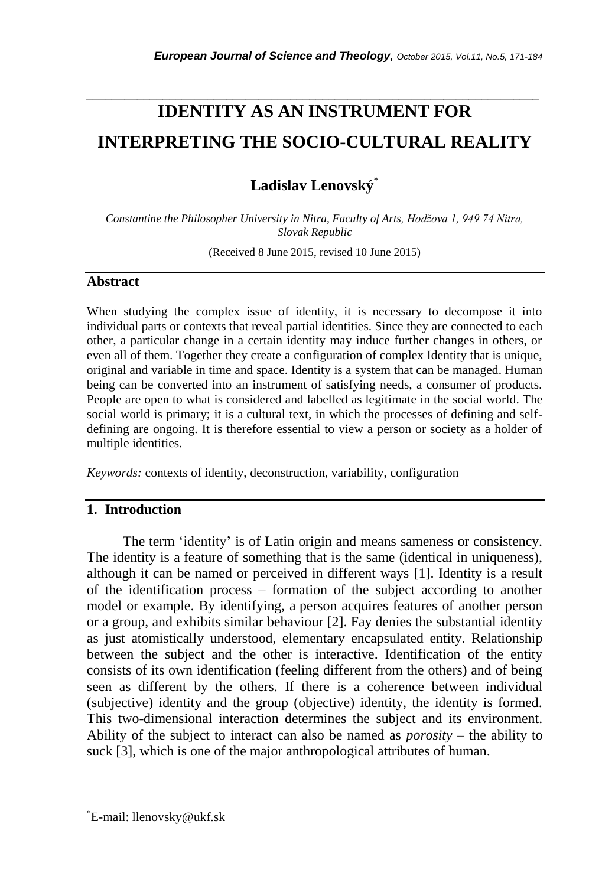# IDENTITY AS AN INSTRUMENT FOR INTERPRETING THE SOCIO-CULTURAL REALITY

**Ladislav Lenovský**[*]

*Constantine the Philosopher University in Nitra, Faculty of Arts, Hodžova 1, 949 74 Nitra, Slovak Republic*

(Received 8 June 2015, revised 10 June 2015)

## Abstract

When studying the complex issue of identity, it is necessary to decompose it into individual parts or contexts that reveal partial identities. Since they are connected to each other, a particular change in a certain identity may induce further changes in others, or even all of them. Together they create a configuration of complex Identity that is unique, original and variable in time and space. Identity is a system that can be managed. Human being can be converted into an instrument of satisfying needs, a consumer of products. People are open to what is considered and labelled as legitimate in the social world. The social world is primary; it is a cultural text, in which the processes of defining and self-defining are ongoing. It is therefore essential to view a person or society as a holder of multiple identities.

*Keywords:* contexts of identity, deconstruction, variability, configuration

## 1. Introduction

The term 'identity' is of Latin origin and means sameness or consistency. The identity is a feature of something that is the same (identical in uniqueness), although it can be named or perceived in different ways [1]. Identity is a result of the identification process – formation of the subject according to another model or example. By identifying, a person acquires features of another person or a group, and exhibits similar behaviour [2]. Fay denies the substantial identity as just atomistically understood, elementary encapsulated entity. Relationship between the subject and the other is interactive. Identification of the entity consists of its own identification (feeling different from the others) and of being seen as different by the others. If there is a coherence between individual (subjective) identity and the group (objective) identity, the identity is formed. This two-dimensional interaction determines the subject and its environment. Ability of the subject to interact can also be named as *porosity* – the ability to suck [3], which is one of the major anthropological attributes of human.

---

[*] E-mail: llenovsky@ukf.sk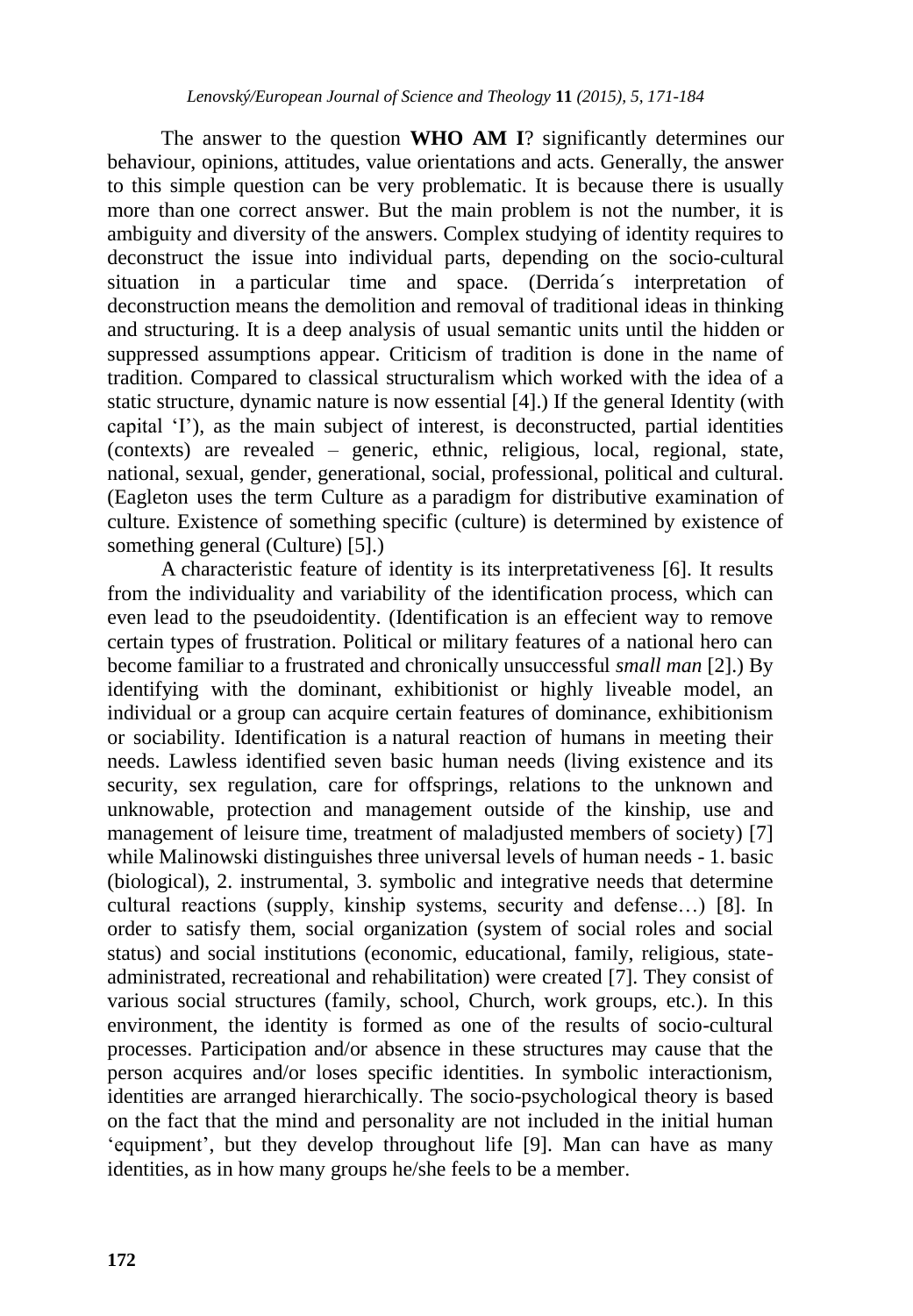The answer to the question **WHO AM I**? significantly determines our behaviour, opinions, attitudes, value orientations and acts. Generally, the answer to this simple question can be very problematic. It is because there is usually more than one correct answer. But the main problem is not the number, it is ambiguity and diversity of the answers. Complex studying of identity requires to deconstruct the issue into individual parts, depending on the socio-cultural situation in a particular time and space. (Derrida´s interpretation of deconstruction means the demolition and removal of traditional ideas in thinking and structuring. It is a deep analysis of usual semantic units until the hidden or suppressed assumptions appear. Criticism of tradition is done in the name of tradition. Compared to classical structuralism which worked with the idea of a static structure, dynamic nature is now essential [4].) If the general Identity (with capital 'I'), as the main subject of interest, is deconstructed, partial identities (contexts) are revealed – generic, ethnic, religious, local, regional, state, national, sexual, gender, generational, social, professional, political and cultural. (Eagleton uses the term Culture as a paradigm for distributive examination of culture. Existence of something specific (culture) is determined by existence of something general (Culture) [5].)

A characteristic feature of identity is its interpretativeness [6]. It results from the individuality and variability of the identification process, which can even lead to the pseudoidentity. (Identification is an effecient way to remove certain types of frustration. Political or military features of a national hero can become familiar to a frustrated and chronically unsuccessful *small man* [2].) By identifying with the dominant, exhibitionist or highly liveable model, an individual or a group can acquire certain features of dominance, exhibitionism or sociability. Identification is a natural reaction of humans in meeting their needs. Lawless identified seven basic human needs (living existence and its security, sex regulation, care for offsprings, relations to the unknown and unknowable, protection and management outside of the kinship, use and management of leisure time, treatment of maladjusted members of society) [7] while Malinowski distinguishes three universal levels of human needs - 1. basic (biological), 2. instrumental, 3. symbolic and integrative needs that determine cultural reactions (supply, kinship systems, security and defense…) [8]. In order to satisfy them, social organization (system of social roles and social status) and social institutions (economic, educational, family, religious, state-administrated, recreational and rehabilitation) were created [7]. They consist of various social structures (family, school, Church, work groups, etc.). In this environment, the identity is formed as one of the results of socio-cultural processes. Participation and/or absence in these structures may cause that the person acquires and/or loses specific identities. In symbolic interactionism, identities are arranged hierarchically. The socio-psychological theory is based on the fact that the mind and personality are not included in the initial human 'equipment', but they develop throughout life [9]. Man can have as many identities, as in how many groups he/she feels to be a member.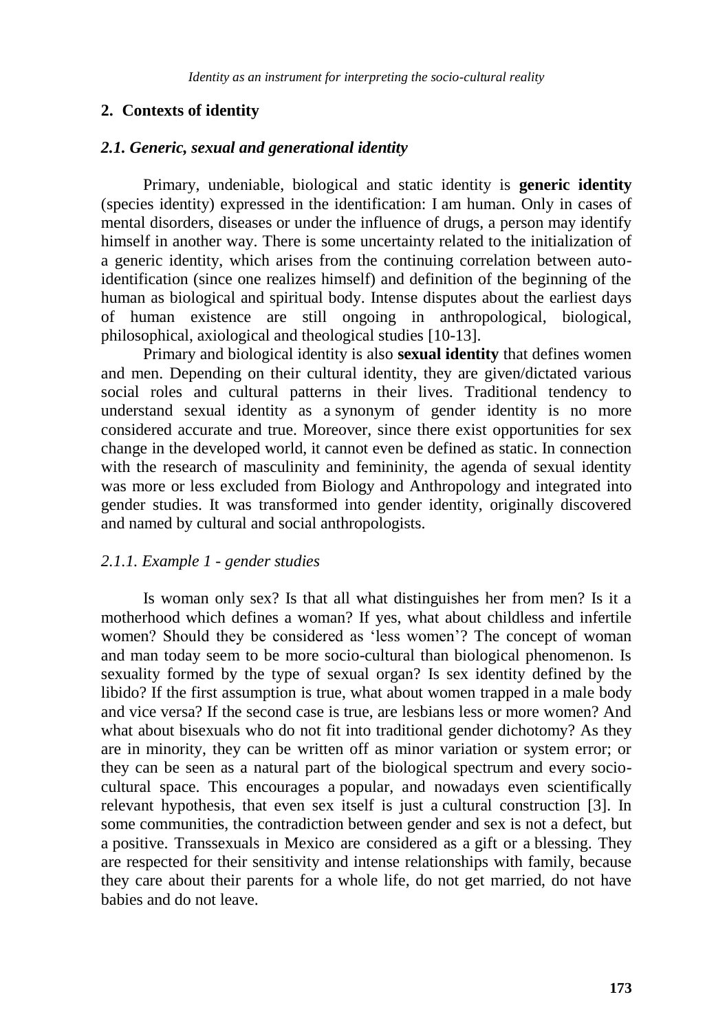## 2. Contexts of identity

### *2.1. Generic, sexual and generational identity*

Primary, undeniable, biological and static identity is **generic identity** (species identity) expressed in the identification: I am human. Only in cases of mental disorders, diseases or under the influence of drugs, a person may identify himself in another way. There is some uncertainty related to the initialization of a generic identity, which arises from the continuing correlation between auto-identification (since one realizes himself) and definition of the beginning of the human as biological and spiritual body. Intense disputes about the earliest days of human existence are still ongoing in anthropological, biological, philosophical, axiological and theological studies [10-13].

Primary and biological identity is also **sexual identity** that defines women and men. Depending on their cultural identity, they are given/dictated various social roles and cultural patterns in their lives. Traditional tendency to understand sexual identity as a synonym of gender identity is no more considered accurate and true. Moreover, since there exist opportunities for sex change in the developed world, it cannot even be defined as static. In connection with the research of masculinity and femininity, the agenda of sexual identity was more or less excluded from Biology and Anthropology and integrated into gender studies. It was transformed into gender identity, originally discovered and named by cultural and social anthropologists.

#### *2.1.1. Example 1 - gender studies*

Is woman only sex? Is that all what distinguishes her from men? Is it a motherhood which defines a woman? If yes, what about childless and infertile women? Should they be considered as 'less women'? The concept of woman and man today seem to be more socio-cultural than biological phenomenon. Is sexuality formed by the type of sexual organ? Is sex identity defined by the libido? If the first assumption is true, what about women trapped in a male body and vice versa? If the second case is true, are lesbians less or more women? And what about bisexuals who do not fit into traditional gender dichotomy? As they are in minority, they can be written off as minor variation or system error; or they can be seen as a natural part of the biological spectrum and every socio-cultural space. This encourages a popular, and nowadays even scientifically relevant hypothesis, that even sex itself is just a cultural construction [3]. In some communities, the contradiction between gender and sex is not a defect, but a positive. Transsexuals in Mexico are considered as a gift or a blessing. They are respected for their sensitivity and intense relationships with family, because they care about their parents for a whole life, do not get married, do not have babies and do not leave.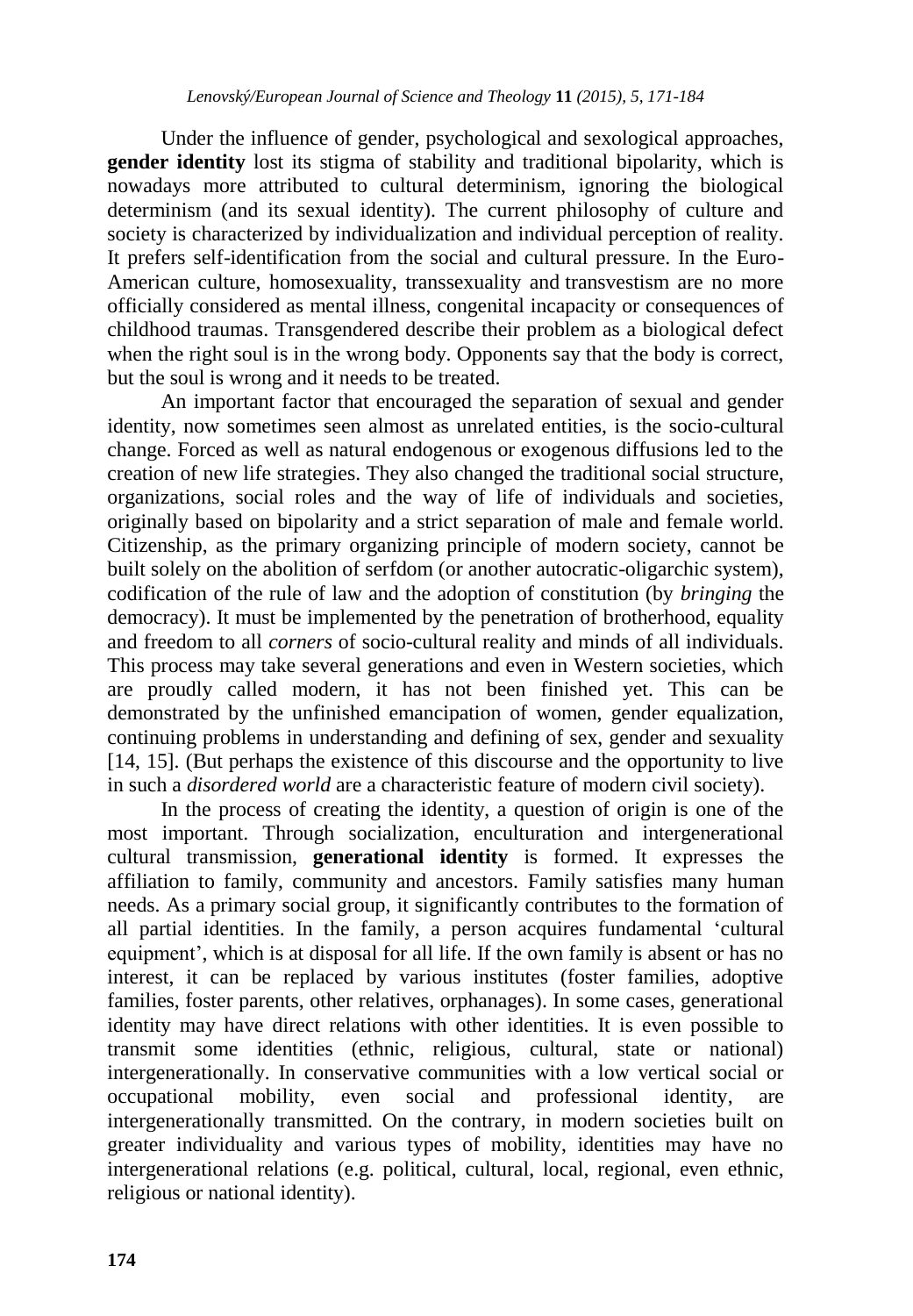Under the influence of gender, psychological and sexological approaches, **gender identity** lost its stigma of stability and traditional bipolarity, which is nowadays more attributed to cultural determinism, ignoring the biological determinism (and its sexual identity). The current philosophy of culture and society is characterized by individualization and individual perception of reality. It prefers self-identification from the social and cultural pressure. In the Euro-American culture, homosexuality, transsexuality and transvestism are no more officially considered as mental illness, congenital incapacity or consequences of childhood traumas. Transgendered describe their problem as a biological defect when the right soul is in the wrong body. Opponents say that the body is correct, but the soul is wrong and it needs to be treated.

An important factor that encouraged the separation of sexual and gender identity, now sometimes seen almost as unrelated entities, is the socio-cultural change. Forced as well as natural endogenous or exogenous diffusions led to the creation of new life strategies. They also changed the traditional social structure, organizations, social roles and the way of life of individuals and societies, originally based on bipolarity and a strict separation of male and female world. Citizenship, as the primary organizing principle of modern society, cannot be built solely on the abolition of serfdom (or another autocratic-oligarchic system), codification of the rule of law and the adoption of constitution (by *bringing* the democracy). It must be implemented by the penetration of brotherhood, equality and freedom to all *corners* of socio-cultural reality and minds of all individuals. This process may take several generations and even in Western societies, which are proudly called modern, it has not been finished yet. This can be demonstrated by the unfinished emancipation of women, gender equalization, continuing problems in understanding and defining of sex, gender and sexuality [14, 15]. (But perhaps the existence of this discourse and the opportunity to live in such a *disordered world* are a characteristic feature of modern civil society).

In the process of creating the identity, a question of origin is one of the most important. Through socialization, enculturation and intergenerational cultural transmission, **generational identity** is formed. It expresses the affiliation to family, community and ancestors. Family satisfies many human needs. As a primary social group, it significantly contributes to the formation of all partial identities. In the family, a person acquires fundamental 'cultural equipment', which is at disposal for all life. If the own family is absent or has no interest, it can be replaced by various institutes (foster families, adoptive families, foster parents, other relatives, orphanages). In some cases, generational identity may have direct relations with other identities. It is even possible to transmit some identities (ethnic, religious, cultural, state or national) intergenerationally. In conservative communities with a low vertical social or occupational mobility, even social and professional identity, are intergenerationally transmitted. On the contrary, in modern societies built on greater individuality and various types of mobility, identities may have no intergenerational relations (e.g. political, cultural, local, regional, even ethnic, religious or national identity).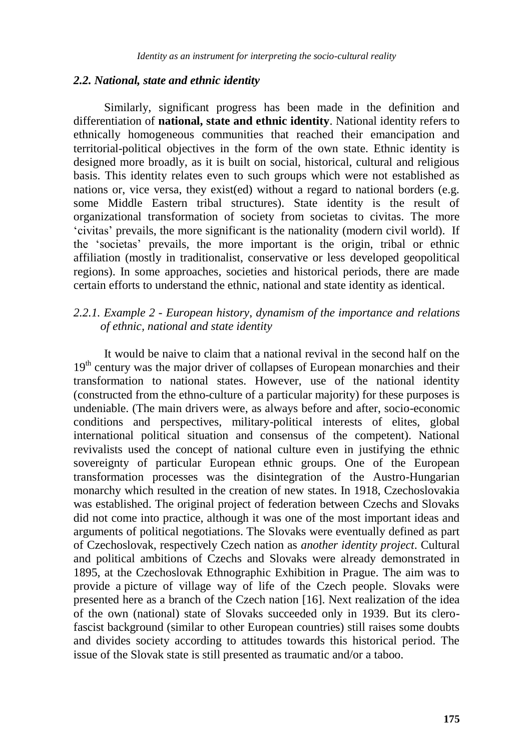### *2.2. National, state and ethnic identity*

Similarly, significant progress has been made in the definition and differentiation of **national, state and ethnic identity**. National identity refers to ethnically homogeneous communities that reached their emancipation and territorial-political objectives in the form of the own state. Ethnic identity is designed more broadly, as it is built on social, historical, cultural and religious basis. This identity relates even to such groups which were not established as nations or, vice versa, they exist(ed) without a regard to national borders (e.g. some Middle Eastern tribal structures). State identity is the result of organizational transformation of society from societas to civitas. The more 'civitas' prevails, the more significant is the nationality (modern civil world). If the 'societas' prevails, the more important is the origin, tribal or ethnic affiliation (mostly in traditionalist, conservative or less developed geopolitical regions). In some approaches, societies and historical periods, there are made certain efforts to understand the ethnic, national and state identity as identical.

#### *2.2.1. Example 2 - European history, dynamism of the importance and relations of ethnic, national and state identity*

It would be naive to claim that a national revival in the second half on the 19th century was the major driver of collapses of European monarchies and their transformation to national states. However, use of the national identity (constructed from the ethno-culture of a particular majority) for these purposes is undeniable. (The main drivers were, as always before and after, socio-economic conditions and perspectives, military-political interests of elites, global international political situation and consensus of the competent). National revivalists used the concept of national culture even in justifying the ethnic sovereignty of particular European ethnic groups. One of the European transformation processes was the disintegration of the Austro-Hungarian monarchy which resulted in the creation of new states. In 1918, Czechoslovakia was established. The original project of federation between Czechs and Slovaks did not come into practice, although it was one of the most important ideas and arguments of political negotiations. The Slovaks were eventually defined as part of Czechoslovak, respectively Czech nation as *another identity project*. Cultural and political ambitions of Czechs and Slovaks were already demonstrated in 1895, at the Czechoslovak Ethnographic Exhibition in Prague. The aim was to provide a picture of village way of life of the Czech people. Slovaks were presented here as a branch of the Czech nation [16]. Next realization of the idea of the own (national) state of Slovaks succeeded only in 1939. But its clero-fascist background (similar to other European countries) still raises some doubts and divides society according to attitudes towards this historical period. The issue of the Slovak state is still presented as traumatic and/or a taboo.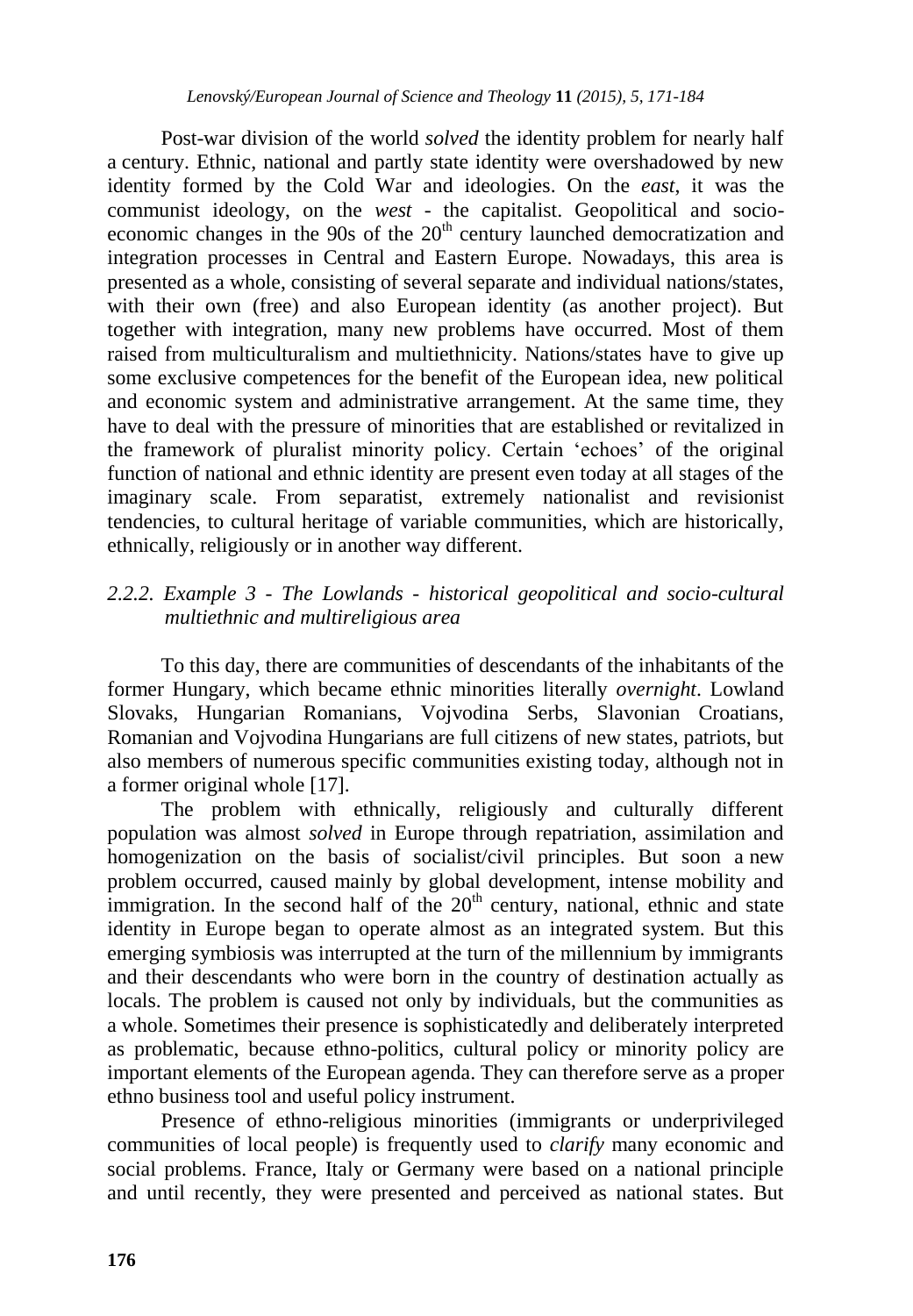Post-war division of the world *solved* the identity problem for nearly half a century. Ethnic, national and partly state identity were overshadowed by new identity formed by the Cold War and ideologies. On the *east*, it was the communist ideology, on the *west* - the capitalist. Geopolitical and socio-economic changes in the 90s of the $20^{th}$ century launched democratization and integration processes in Central and Eastern Europe. Nowadays, this area is presented as a whole, consisting of several separate and individual nations/states, with their own (free) and also European identity (as another project). But together with integration, many new problems have occurred. Most of them raised from multiculturalism and multiethnicity. Nations/states have to give up some exclusive competences for the benefit of the European idea, new political and economic system and administrative arrangement. At the same time, they have to deal with the pressure of minorities that are established or revitalized in the framework of pluralist minority policy. Certain 'echoes' of the original function of national and ethnic identity are present even today at all stages of the imaginary scale. From separatist, extremely nationalist and revisionist tendencies, to cultural heritage of variable communities, which are historically, ethnically, religiously or in another way different.

#### *2.2.2. Example 3 - The Lowlands - historical geopolitical and socio-cultural multiethnic and multireligious area*

To this day, there are communities of descendants of the inhabitants of the former Hungary, which became ethnic minorities literally *overnight*. Lowland Slovaks, Hungarian Romanians, Vojvodina Serbs, Slavonian Croatians, Romanian and Vojvodina Hungarians are full citizens of new states, patriots, but also members of numerous specific communities existing today, although not in a former original whole [17].

The problem with ethnically, religiously and culturally different population was almost *solved* in Europe through repatriation, assimilation and homogenization on the basis of socialist/civil principles. But soon a new problem occurred, caused mainly by global development, intense mobility and immigration. In the second half of the $20^{th}$ century, national, ethnic and state identity in Europe began to operate almost as an integrated system. But this emerging symbiosis was interrupted at the turn of the millennium by immigrants and their descendants who were born in the country of destination actually as locals. The problem is caused not only by individuals, but the communities as a whole. Sometimes their presence is sophisticatedly and deliberately interpreted as problematic, because ethno-politics, cultural policy or minority policy are important elements of the European agenda. They can therefore serve as a proper ethno business tool and useful policy instrument.

Presence of ethno-religious minorities (immigrants or underprivileged communities of local people) is frequently used to *clarify* many economic and social problems. France, Italy or Germany were based on a national principle and until recently, they were presented and perceived as national states. But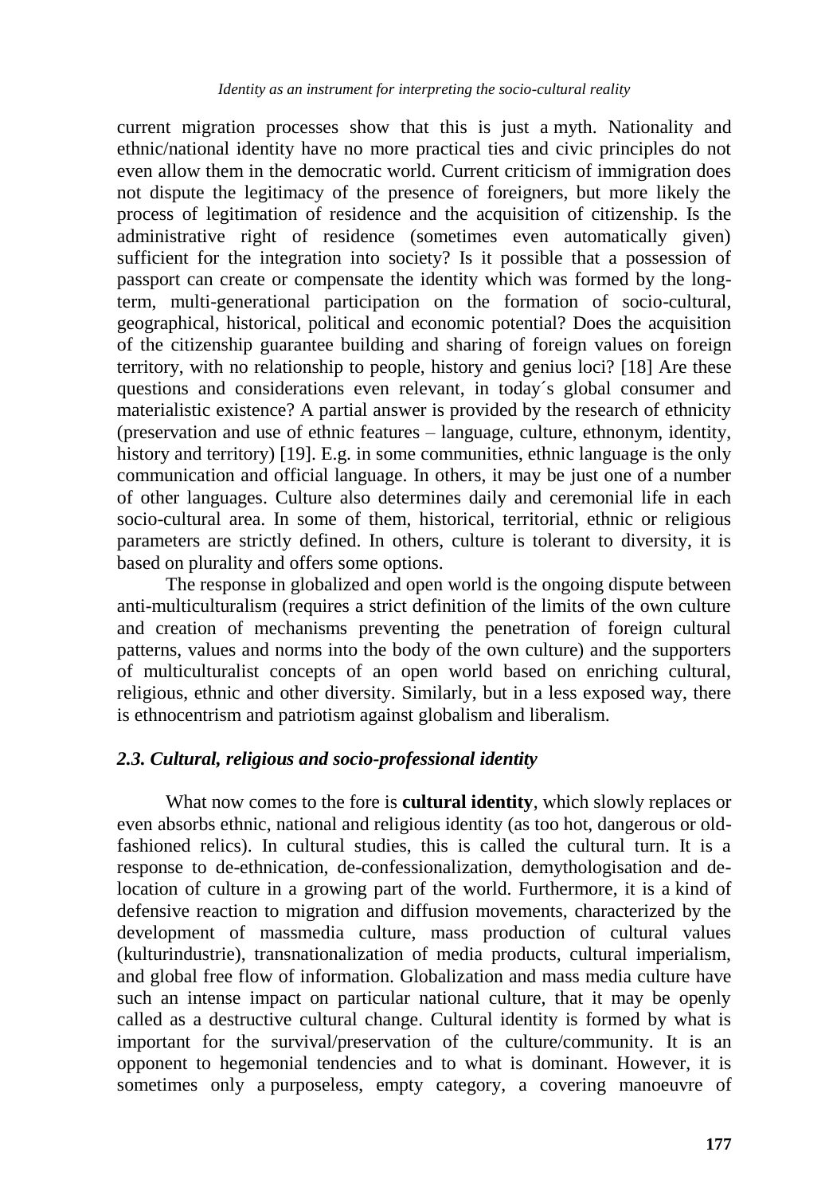current migration processes show that this is just a myth. Nationality and ethnic/national identity have no more practical ties and civic principles do not even allow them in the democratic world. Current criticism of immigration does not dispute the legitimacy of the presence of foreigners, but more likely the process of legitimation of residence and the acquisition of citizenship. Is the administrative right of residence (sometimes even automatically given) sufficient for the integration into society? Is it possible that a possession of passport can create or compensate the identity which was formed by the long-term, multi-generational participation on the formation of socio-cultural, geographical, historical, political and economic potential? Does the acquisition of the citizenship guarantee building and sharing of foreign values on foreign territory, with no relationship to people, history and genius loci? [18] Are these questions and considerations even relevant, in today´s global consumer and materialistic existence? A partial answer is provided by the research of ethnicity (preservation and use of ethnic features – language, culture, ethnonym, identity, history and territory) [19]. E.g. in some communities, ethnic language is the only communication and official language. In others, it may be just one of a number of other languages. Culture also determines daily and ceremonial life in each socio-cultural area. In some of them, historical, territorial, ethnic or religious parameters are strictly defined. In others, culture is tolerant to diversity, it is based on plurality and offers some options.

The response in globalized and open world is the ongoing dispute between anti-multiculturalism (requires a strict definition of the limits of the own culture and creation of mechanisms preventing the penetration of foreign cultural patterns, values and norms into the body of the own culture) and the supporters of multiculturalist concepts of an open world based on enriching cultural, religious, ethnic and other diversity. Similarly, but in a less exposed way, there is ethnocentrism and patriotism against globalism and liberalism.

### *2.3. Cultural, religious and socio-professional identity*

What now comes to the fore is **cultural identity**, which slowly replaces or even absorbs ethnic, national and religious identity (as too hot, dangerous or old-fashioned relics). In cultural studies, this is called the cultural turn. It is a response to de-ethnication, de-confessionalization, demythologisation and de-location of culture in a growing part of the world. Furthermore, it is a kind of defensive reaction to migration and diffusion movements, characterized by the development of massmedia culture, mass production of cultural values (kulturindustrie), transnationalization of media products, cultural imperialism, and global free flow of information. Globalization and mass media culture have such an intense impact on particular national culture, that it may be openly called as a destructive cultural change. Cultural identity is formed by what is important for the survival/preservation of the culture/community. It is an opponent to hegemonial tendencies and to what is dominant. However, it is sometimes only a purposeless, empty category, a covering manoeuvre of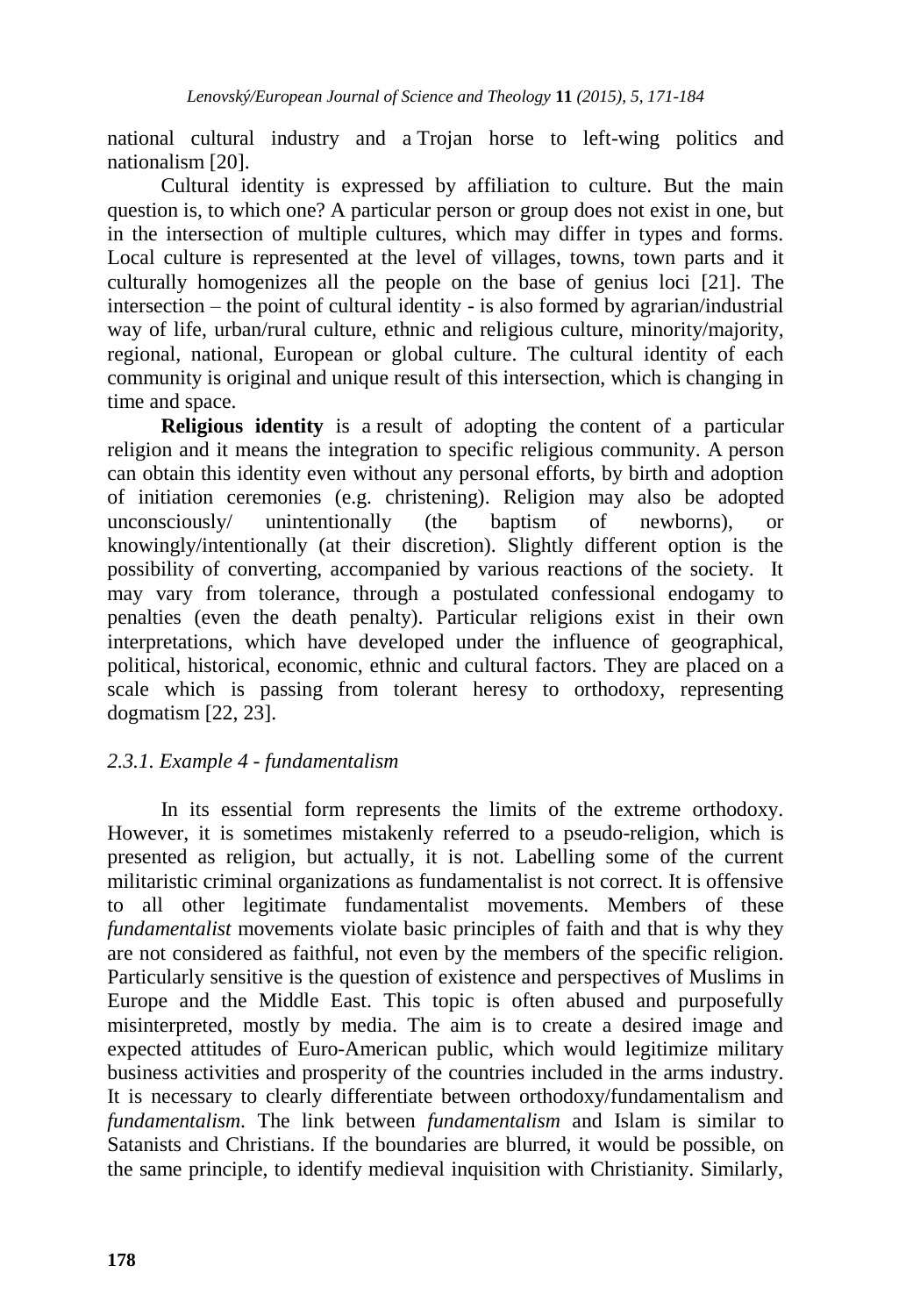national cultural industry and a Trojan horse to left-wing politics and nationalism [20].

Cultural identity is expressed by affiliation to culture. But the main question is, to which one? A particular person or group does not exist in one, but in the intersection of multiple cultures, which may differ in types and forms. Local culture is represented at the level of villages, towns, town parts and it culturally homogenizes all the people on the base of genius loci [21]. The intersection – the point of cultural identity - is also formed by agrarian/industrial way of life, urban/rural culture, ethnic and religious culture, minority/majority, regional, national, European or global culture. The cultural identity of each community is original and unique result of this intersection, which is changing in time and space.

**Religious identity** is a result of adopting the content of a particular religion and it means the integration to specific religious community. A person can obtain this identity even without any personal efforts, by birth and adoption of initiation ceremonies (e.g. christening). Religion may also be adopted unconsciously/ unintentionally (the baptism of newborns), or knowingly/intentionally (at their discretion). Slightly different option is the possibility of converting, accompanied by various reactions of the society. It may vary from tolerance, through a postulated confessional endogamy to penalties (even the death penalty). Particular religions exist in their own interpretations, which have developed under the influence of geographical, political, historical, economic, ethnic and cultural factors. They are placed on a scale which is passing from tolerant heresy to orthodoxy, representing dogmatism [22, 23].

### *2.3.1. Example 4 - fundamentalism*

In its essential form represents the limits of the extreme orthodoxy. However, it is sometimes mistakenly referred to a pseudo-religion, which is presented as religion, but actually, it is not. Labelling some of the current militaristic criminal organizations as fundamentalist is not correct. It is offensive to all other legitimate fundamentalist movements. Members of these *fundamentalist* movements violate basic principles of faith and that is why they are not considered as faithful, not even by the members of the specific religion. Particularly sensitive is the question of existence and perspectives of Muslims in Europe and the Middle East. This topic is often abused and purposefully misinterpreted, mostly by media. The aim is to create a desired image and expected attitudes of Euro-American public, which would legitimize military business activities and prosperity of the countries included in the arms industry. It is necessary to clearly differentiate between orthodoxy/fundamentalism and *fundamentalism*. The link between *fundamentalism* and Islam is similar to Satanists and Christians. If the boundaries are blurred, it would be possible, on the same principle, to identify medieval inquisition with Christianity. Similarly,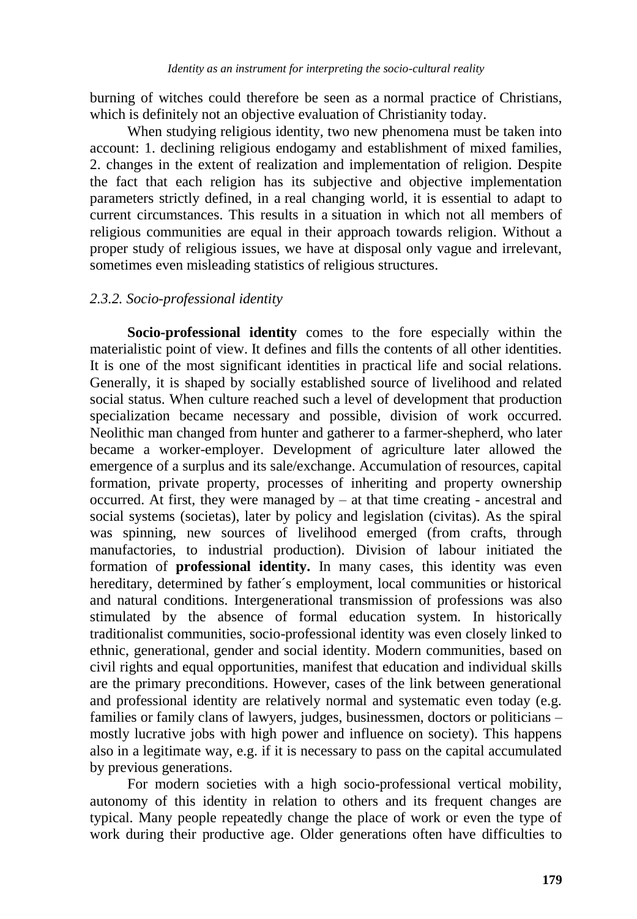burning of witches could therefore be seen as a normal practice of Christians, which is definitely not an objective evaluation of Christianity today.

When studying religious identity, two new phenomena must be taken into account: 1. declining religious endogamy and establishment of mixed families, 2. changes in the extent of realization and implementation of religion. Despite the fact that each religion has its subjective and objective implementation parameters strictly defined, in a real changing world, it is essential to adapt to current circumstances. This results in a situation in which not all members of religious communities are equal in their approach towards religion. Without a proper study of religious issues, we have at disposal only vague and irrelevant, sometimes even misleading statistics of religious structures.

### *2.3.2. Socio-professional identity*

**Socio-professional identity** comes to the fore especially within the materialistic point of view. It defines and fills the contents of all other identities. It is one of the most significant identities in practical life and social relations. Generally, it is shaped by socially established source of livelihood and related social status. When culture reached such a level of development that production specialization became necessary and possible, division of work occurred. Neolithic man changed from hunter and gatherer to a farmer-shepherd, who later became a worker-employer. Development of agriculture later allowed the emergence of a surplus and its sale/exchange. Accumulation of resources, capital formation, private property, processes of inheriting and property ownership occurred. At first, they were managed by – at that time creating - ancestral and social systems (societas), later by policy and legislation (civitas). As the spiral was spinning, new sources of livelihood emerged (from crafts, through manufactories, to industrial production). Division of labour initiated the formation of **professional identity.** In many cases, this identity was even hereditary, determined by father´s employment, local communities or historical and natural conditions. Intergenerational transmission of professions was also stimulated by the absence of formal education system. In historically traditionalist communities, socio-professional identity was even closely linked to ethnic, generational, gender and social identity. Modern communities, based on civil rights and equal opportunities, manifest that education and individual skills are the primary preconditions. However, cases of the link between generational and professional identity are relatively normal and systematic even today (e.g. families or family clans of lawyers, judges, businessmen, doctors or politicians – mostly lucrative jobs with high power and influence on society). This happens also in a legitimate way, e.g. if it is necessary to pass on the capital accumulated by previous generations.

For modern societies with a high socio-professional vertical mobility, autonomy of this identity in relation to others and its frequent changes are typical. Many people repeatedly change the place of work or even the type of work during their productive age. Older generations often have difficulties to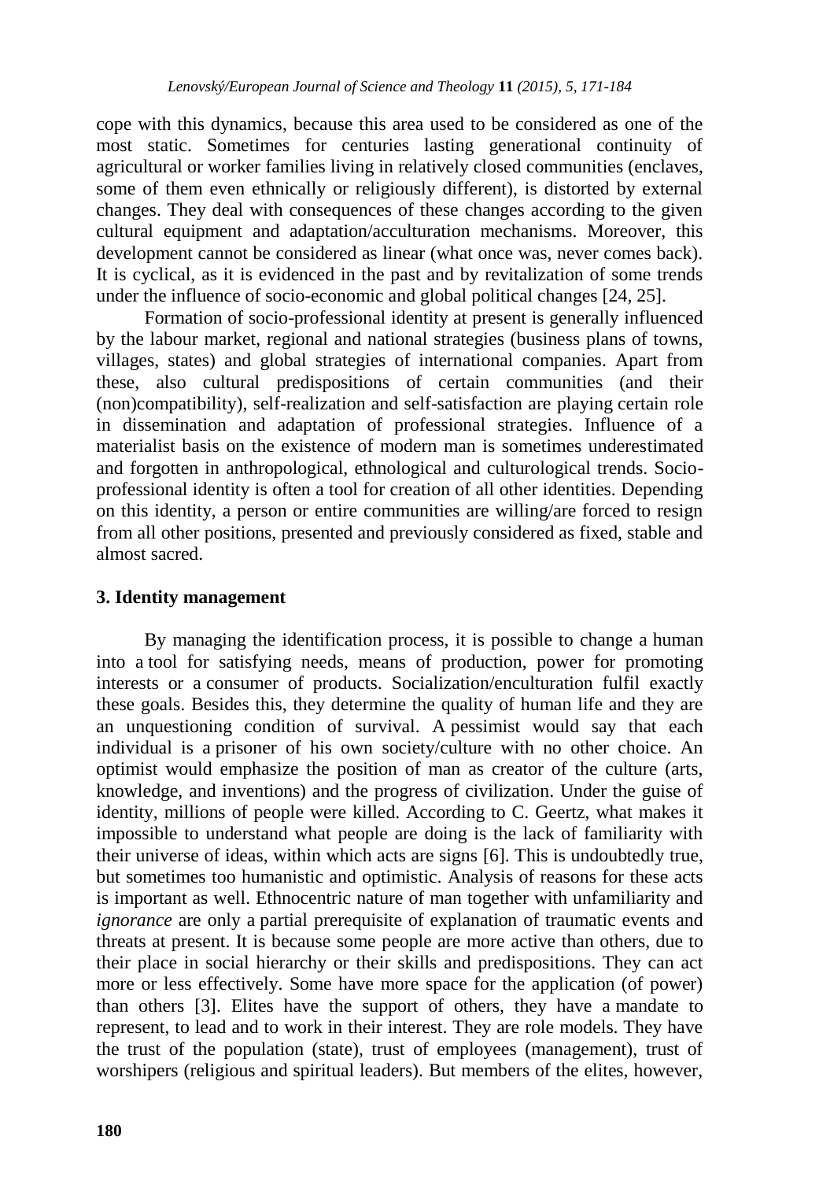cope with this dynamics, because this area used to be considered as one of the most static. Sometimes for centuries lasting generational continuity of agricultural or worker families living in relatively closed communities (enclaves, some of them even ethnically or religiously different), is distorted by external changes. They deal with consequences of these changes according to the given cultural equipment and adaptation/acculturation mechanisms. Moreover, this development cannot be considered as linear (what once was, never comes back). It is cyclical, as it is evidenced in the past and by revitalization of some trends under the influence of socio-economic and global political changes [24, 25].

Formation of socio-professional identity at present is generally influenced by the labour market, regional and national strategies (business plans of towns, villages, states) and global strategies of international companies. Apart from these, also cultural predispositions of certain communities (and their (non)compatibility), self-realization and self-satisfaction are playing certain role in dissemination and adaptation of professional strategies. Influence of a materialist basis on the existence of modern man is sometimes underestimated and forgotten in anthropological, ethnological and culturological trends. Socio-professional identity is often a tool for creation of all other identities. Depending on this identity, a person or entire communities are willing/are forced to resign from all other positions, presented and previously considered as fixed, stable and almost sacred.

## 3. Identity management

By managing the identification process, it is possible to change a human into a tool for satisfying needs, means of production, power for promoting interests or a consumer of products. Socialization/enculturation fulfil exactly these goals. Besides this, they determine the quality of human life and they are an unquestioning condition of survival. A pessimist would say that each individual is a prisoner of his own society/culture with no other choice. An optimist would emphasize the position of man as creator of the culture (arts, knowledge, and inventions) and the progress of civilization. Under the guise of identity, millions of people were killed. According to C. Geertz, what makes it impossible to understand what people are doing is the lack of familiarity with their universe of ideas, within which acts are signs [6]. This is undoubtedly true, but sometimes too humanistic and optimistic. Analysis of reasons for these acts is important as well. Ethnocentric nature of man together with unfamiliarity and *ignorance* are only a partial prerequisite of explanation of traumatic events and threats at present. It is because some people are more active than others, due to their place in social hierarchy or their skills and predispositions. They can act more or less effectively. Some have more space for the application (of power) than others [3]. Elites have the support of others, they have a mandate to represent, to lead and to work in their interest. They are role models. They have the trust of the population (state), trust of employees (management), trust of worshipers (religious and spiritual leaders). But members of the elites, however,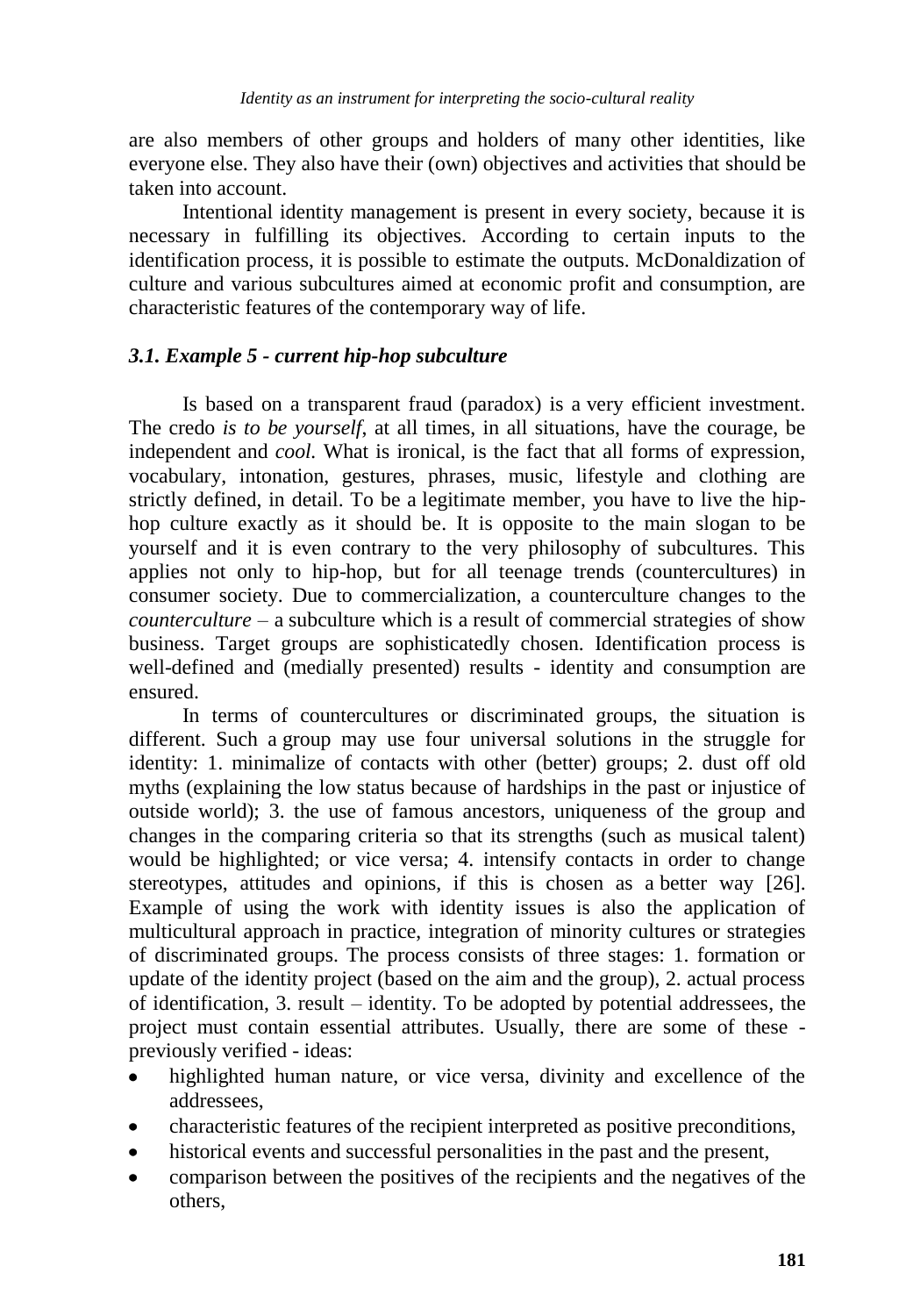are also members of other groups and holders of many other identities, like everyone else. They also have their (own) objectives and activities that should be taken into account.

Intentional identity management is present in every society, because it is necessary in fulfilling its objectives. According to certain inputs to the identification process, it is possible to estimate the outputs. McDonaldization of culture and various subcultures aimed at economic profit and consumption, are characteristic features of the contemporary way of life.

### *3.1. Example 5 - current hip-hop subculture*

Is based on a transparent fraud (paradox) is a very efficient investment. The credo *is to be yourself*, at all times, in all situations, have the courage, be independent and *cool.* What is ironical, is the fact that all forms of expression, vocabulary, intonation, gestures, phrases, music, lifestyle and clothing are strictly defined, in detail. To be a legitimate member, you have to live the hip-hop culture exactly as it should be. It is opposite to the main slogan to be yourself and it is even contrary to the very philosophy of subcultures. This applies not only to hip-hop, but for all teenage trends (countercultures) in consumer society. Due to commercialization, a counterculture changes to the *counterculture* – a subculture which is a result of commercial strategies of show business. Target groups are sophisticatedly chosen. Identification process is well-defined and (medially presented) results - identity and consumption are ensured.

In terms of countercultures or discriminated groups, the situation is different. Such a group may use four universal solutions in the struggle for identity: 1. minimalize of contacts with other (better) groups; 2. dust off old myths (explaining the low status because of hardships in the past or injustice of outside world); 3. the use of famous ancestors, uniqueness of the group and changes in the comparing criteria so that its strengths (such as musical talent) would be highlighted; or vice versa; 4. intensify contacts in order to change stereotypes, attitudes and opinions, if this is chosen as a better way [26]. Example of using the work with identity issues is also the application of multicultural approach in practice, integration of minority cultures or strategies of discriminated groups. The process consists of three stages: 1. formation or update of the identity project (based on the aim and the group), 2. actual process of identification, 3. result – identity. To be adopted by potential addressees, the project must contain essential attributes. Usually, there are some of these - previously verified - ideas:

- highlighted human nature, or vice versa, divinity and excellence of the addressees,
- characteristic features of the recipient interpreted as positive preconditions,
- historical events and successful personalities in the past and the present,
- comparison between the positives of the recipients and the negatives of the others,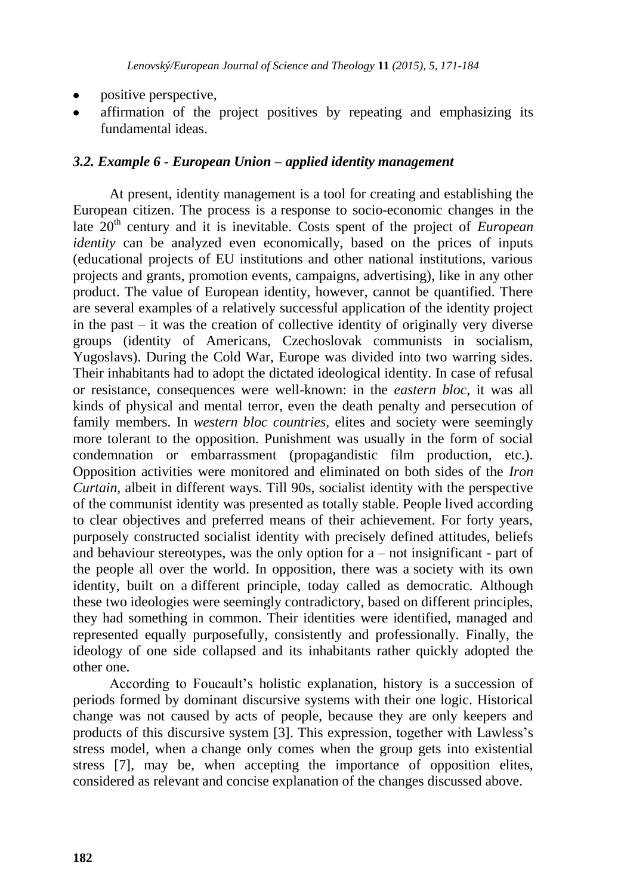- positive perspective,
- affirmation of the project positives by repeating and emphasizing its fundamental ideas.

### *3.2. Example 6 - European Union – applied identity management*

At present, identity management is a tool for creating and establishing the European citizen. The process is a response to socio-economic changes in the late 20th century and it is inevitable. Costs spent of the project of *European identity* can be analyzed even economically, based on the prices of inputs (educational projects of EU institutions and other national institutions, various projects and grants, promotion events, campaigns, advertising), like in any other product. The value of European identity, however, cannot be quantified. There are several examples of a relatively successful application of the identity project in the past – it was the creation of collective identity of originally very diverse groups (identity of Americans, Czechoslovak communists in socialism, Yugoslavs). During the Cold War, Europe was divided into two warring sides. Their inhabitants had to adopt the dictated ideological identity. In case of refusal or resistance, consequences were well-known: in the *eastern bloc*, it was all kinds of physical and mental terror, even the death penalty and persecution of family members. In *western bloc countries*, elites and society were seemingly more tolerant to the opposition. Punishment was usually in the form of social condemnation or embarrassment (propagandistic film production, etc.). Opposition activities were monitored and eliminated on both sides of the *Iron Curtain*, albeit in different ways. Till 90s, socialist identity with the perspective of the communist identity was presented as totally stable. People lived according to clear objectives and preferred means of their achievement. For forty years, purposely constructed socialist identity with precisely defined attitudes, beliefs and behaviour stereotypes, was the only option for a – not insignificant - part of the people all over the world. In opposition, there was a society with its own identity, built on a different principle, today called as democratic. Although these two ideologies were seemingly contradictory, based on different principles, they had something in common. Their identities were identified, managed and represented equally purposefully, consistently and professionally. Finally, the ideology of one side collapsed and its inhabitants rather quickly adopted the other one.

According to Foucault's holistic explanation, history is a succession of periods formed by dominant discursive systems with their one logic. Historical change was not caused by acts of people, because they are only keepers and products of this discursive system [3]. This expression, together with Lawless's stress model, when a change only comes when the group gets into existential stress [7], may be, when accepting the importance of opposition elites, considered as relevant and concise explanation of the changes discussed above.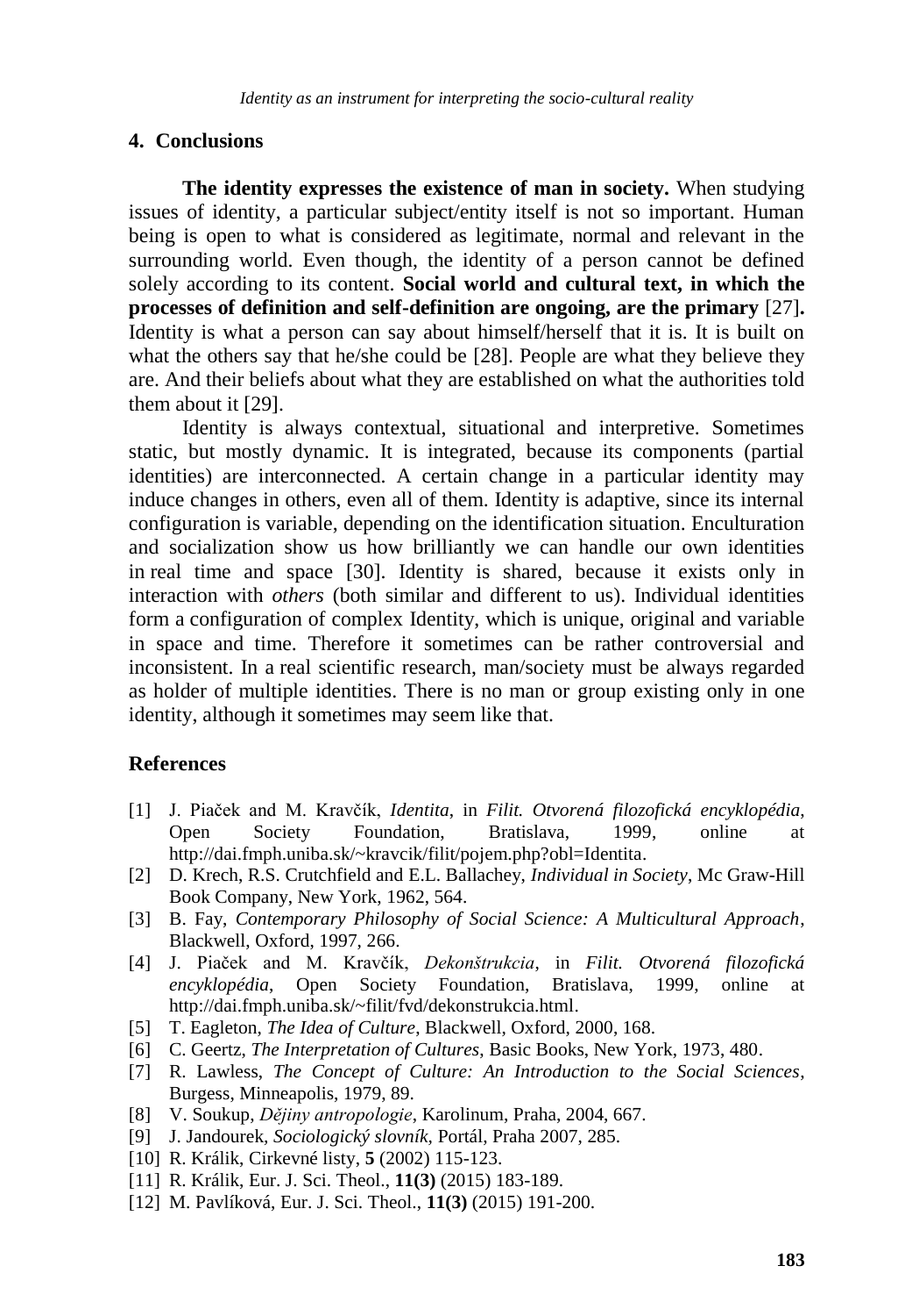## 4. Conclusions

**The identity expresses the existence of man in society.** When studying issues of identity, a particular subject/entity itself is not so important. Human being is open to what is considered as legitimate, normal and relevant in the surrounding world. Even though, the identity of a person cannot be defined solely according to its content. **Social world and cultural text, in which the processes of definition and self-definition are ongoing, are the primary** [27]**.** Identity is what a person can say about himself/herself that it is. It is built on what the others say that he/she could be [28]. People are what they believe they are. And their beliefs about what they are established on what the authorities told them about it [29].

Identity is always contextual, situational and interpretive. Sometimes static, but mostly dynamic. It is integrated, because its components (partial identities) are interconnected. A certain change in a particular identity may induce changes in others, even all of them. Identity is adaptive, since its internal configuration is variable, depending on the identification situation. Enculturation and socialization show us how brilliantly we can handle our own identities in real time and space [30]. Identity is shared, because it exists only in interaction with *others* (both similar and different to us). Individual identities form a configuration of complex Identity, which is unique, original and variable in space and time. Therefore it sometimes can be rather controversial and inconsistent. In a real scientific research, man/society must be always regarded as holder of multiple identities. There is no man or group existing only in one identity, although it sometimes may seem like that.

## References

[1] J. Piaček and M. Kravčík, *Identita*, in *Filit. Otvorená filozofická encyklopédia*, Open Society Foundation, Bratislava, 1999, online at http://dai.fmph.uniba.sk/~kravcik/filit/pojem.php?obl=Identita.

[2] D. Krech, R.S. Crutchfield and E.L. Ballachey, *Individual in Society*, Mc Graw-Hill Book Company, New York, 1962, 564.

[3] B. Fay, *Contemporary Philosophy of Social Science: A Multicultural Approach*, Blackwell, Oxford, 1997, 266.

[4] J. Piaček and M. Kravčík, *Dekonštrukcia*, in *Filit. Otvorená filozofická encyklopédia*, Open Society Foundation, Bratislava, 1999, online at http://dai.fmph.uniba.sk/~filit/fvd/dekonstrukcia.html.

[5] T. Eagleton, *The Idea of Culture*, Blackwell, Oxford, 2000, 168.

[6] C. Geertz, *The Interpretation of Cultures*, Basic Books, New York, 1973, 480.

[7] R. Lawless, *The Concept of Culture: An Introduction to the Social Sciences*, Burgess, Minneapolis, 1979, 89.

[8] V. Soukup, *Dějiny antropologie*, Karolinum, Praha, 2004, 667.

[9] J. Jandourek, *Sociologický slovník*, Portál, Praha 2007, 285.

[10] R. Králik, Cirkevné listy, **5** (2002) 115-123.

[11] R. Králik, Eur. J. Sci. Theol., **11(3)** (2015) 183-189.

[12] M. Pavlíková, Eur. J. Sci. Theol., **11(3)** (2015) 191-200.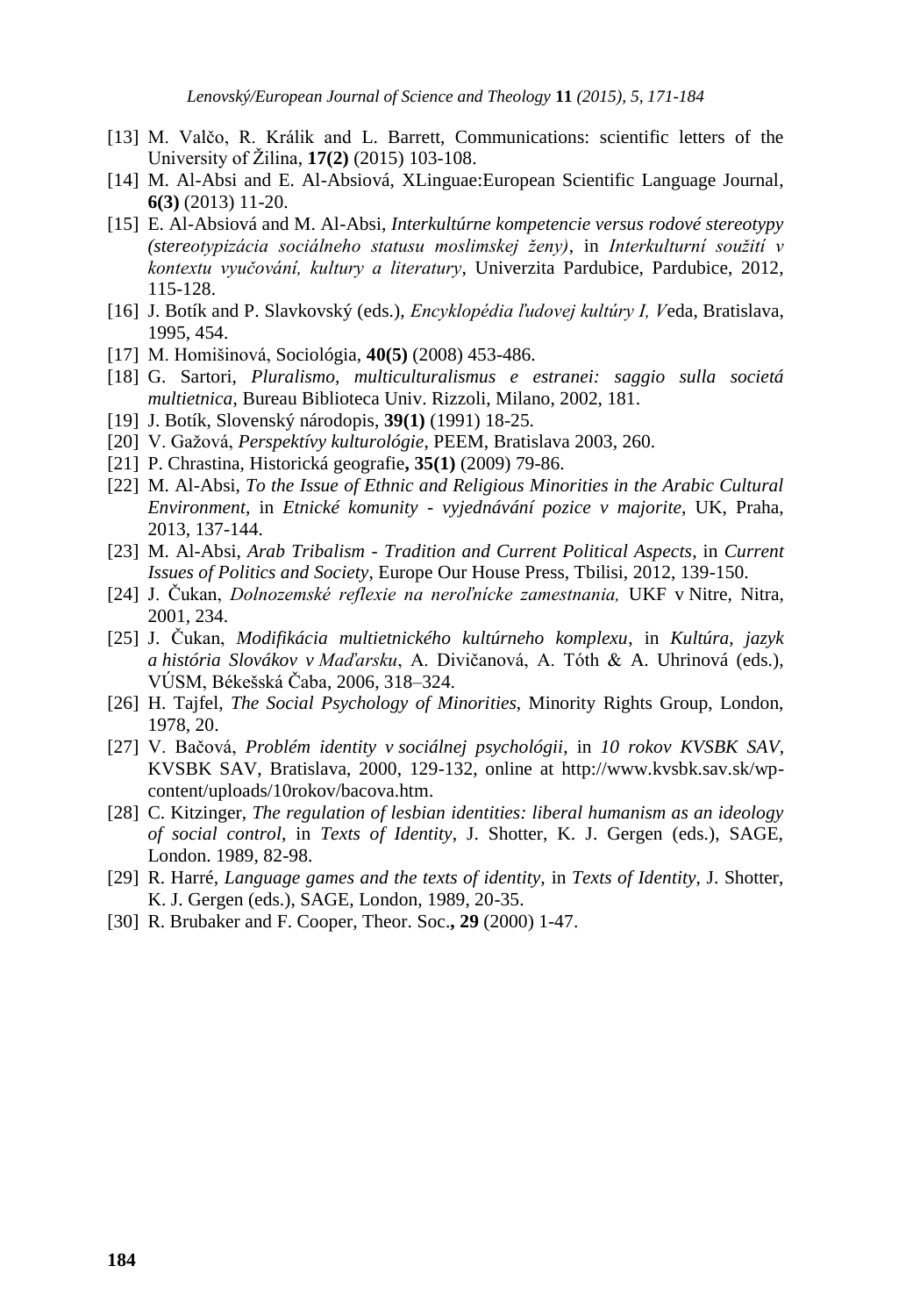[13] M. Valčo, R. Králik and L. Barrett, Communications: scientific letters of the University of Žilina, **17(2)** (2015) 103-108.

[14] M. Al-Absi and E. Al-Absiová, XLinguae:European Scientific Language Journal, **6(3)** (2013) 11-20.

[15] E. Al-Absiová and M. Al-Absi, *Interkultúrne kompetencie versus rodové stereotypy (stereotypizácia sociálneho statusu moslimskej ženy)*, in *Interkulturní soužití v kontextu vyučování, kultury a literatury*, Univerzita Pardubice, Pardubice, 2012, 115-128.

[16] J. Botík and P. Slavkovský (eds.), *Encyklopédia ľudovej kultúry I, V*eda, Bratislava, 1995, 454.

[17] M. Homišinová, Sociológia, **40(5)** (2008) 453-486.

[18] G. Sartori, *Pluralismo, multiculturalismus e estranei: saggio sulla societá multietnica*, Bureau Biblioteca Univ. Rizzoli, Milano, 2002, 181.

[19] J. Botík, Slovenský národopis, **39(1)** (1991) 18-25.

[20] V. Gažová, *Perspektívy kulturológie*, PEEM, Bratislava 2003, 260.

[21] P. Chrastina, Historická geografie**, 35(1)** (2009) 79-86.

[22] M. Al-Absi, *To the Issue of Ethnic and Religious Minorities in the Arabic Cultural Environment*, in *Etnické komunity - vyjednávání pozice v majorite*, UK, Praha, 2013, 137-144.

[23] M. Al-Absi, *Arab Tribalism - Tradition and Current Political Aspects*, in *Current Issues of Politics and Society*, Europe Our House Press, Tbilisi, 2012, 139-150.

[24] J. Čukan, *Dolnozemské reflexie na neroľnícke zamestnania,* UKF v Nitre, Nitra, 2001, 234.

[25] J. Čukan, *Modifikácia multietnického kultúrneho komplexu*, in *Kultúra, jazyk a história Slovákov v Maďarsku*, A. Divičanová, A. Tóth & A. Uhrinová (eds.), VÚSM, Békešská Čaba, 2006, 318–324.

[26] H. Tajfel, *The Social Psychology of Minorities*, Minority Rights Group, London, 1978, 20.

[27] V. Bačová, *Problém identity v sociálnej psychológii*, in *10 rokov KVSBK SAV*, KVSBK SAV, Bratislava, 2000, 129-132, online at http://www.kvsbk.sav.sk/wp-content/uploads/10rokov/bacova.htm.

[28] C. Kitzinger, *The regulation of lesbian identities: liberal humanism as an ideology of social control*, in *Texts of Identity*, J. Shotter, K. J. Gergen (eds.), SAGE, London. 1989, 82-98.

[29] R. Harré, *Language games and the texts of identity*, in *Texts of Identity*, J. Shotter, K. J. Gergen (eds.), SAGE, London, 1989, 20-35.

[30] R. Brubaker and F. Cooper, Theor. Soc.**, 29** (2000) 1-47.